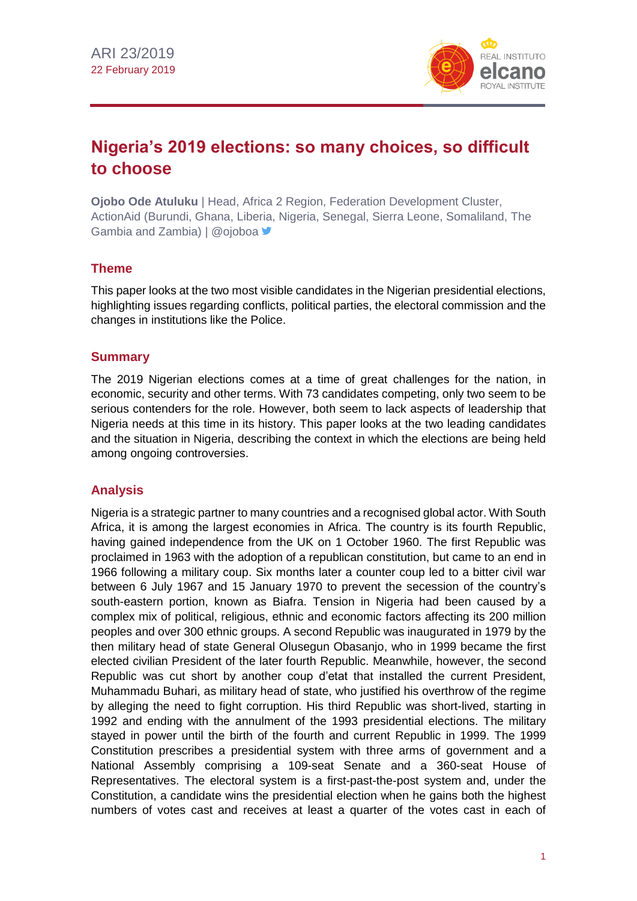ARI 23/2019
22 February 2019

# Nigeria's 2019 elections: so many choices, so difficult to choose

**Ojobo Ode Atuluku** | Head, Africa 2 Region, Federation Development Cluster, ActionAid (Burundi, Ghana, Liberia, Nigeria, Senegal, Sierra Leone, Somaliland, The Gambia and Zambia) | @ojoboa

## Theme

This paper looks at the two most visible candidates in the Nigerian presidential elections, highlighting issues regarding conflicts, political parties, the electoral commission and the changes in institutions like the Police.

## Summary

The 2019 Nigerian elections comes at a time of great challenges for the nation, in economic, security and other terms. With 73 candidates competing, only two seem to be serious contenders for the role. However, both seem to lack aspects of leadership that Nigeria needs at this time in its history. This paper looks at the two leading candidates and the situation in Nigeria, describing the context in which the elections are being held among ongoing controversies.

## Analysis

Nigeria is a strategic partner to many countries and a recognised global actor. With South Africa, it is among the largest economies in Africa. The country is its fourth Republic, having gained independence from the UK on 1 October 1960. The first Republic was proclaimed in 1963 with the adoption of a republican constitution, but came to an end in 1966 following a military coup. Six months later a counter coup led to a bitter civil war between 6 July 1967 and 15 January 1970 to prevent the secession of the country's south-eastern portion, known as Biafra. Tension in Nigeria had been caused by a complex mix of political, religious, ethnic and economic factors affecting its 200 million peoples and over 300 ethnic groups. A second Republic was inaugurated in 1979 by the then military head of state General Olusegun Obasanjo, who in 1999 became the first elected civilian President of the later fourth Republic. Meanwhile, however, the second Republic was cut short by another coup d'etat that installed the current President, Muhammadu Buhari, as military head of state, who justified his overthrow of the regime by alleging the need to fight corruption. His third Republic was short-lived, starting in 1992 and ending with the annulment of the 1993 presidential elections. The military stayed in power until the birth of the fourth and current Republic in 1999. The 1999 Constitution prescribes a presidential system with three arms of government and a National Assembly comprising a 109-seat Senate and a 360-seat House of Representatives. The electoral system is a first-past-the-post system and, under the Constitution, a candidate wins the presidential election when he gains both the highest numbers of votes cast and receives at least a quarter of the votes cast in each of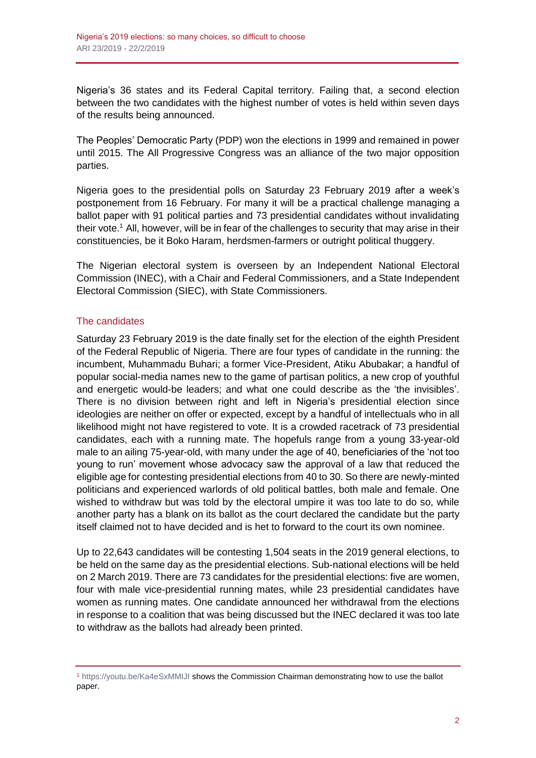Nigeria's 36 states and its Federal Capital territory. Failing that, a second election between the two candidates with the highest number of votes is held within seven days of the results being announced.

The Peoples' Democratic Party (PDP) won the elections in 1999 and remained in power until 2015. The All Progressive Congress was an alliance of the two major opposition parties.

Nigeria goes to the presidential polls on Saturday 23 February 2019 after a week's postponement from 16 February. For many it will be a practical challenge managing a ballot paper with 91 political parties and 73 presidential candidates without invalidating their vote.[1] All, however, will be in fear of the challenges to security that may arise in their constituencies, be it Boko Haram, herdsmen-farmers or outright political thuggery.

The Nigerian electoral system is overseen by an Independent National Electoral Commission (INEC), with a Chair and Federal Commissioners, and a State Independent Electoral Commission (SIEC), with State Commissioners.

## The candidates

Saturday 23 February 2019 is the date finally set for the election of the eighth President of the Federal Republic of Nigeria. There are four types of candidate in the running: the incumbent, Muhammadu Buhari; a former Vice-President, Atiku Abubakar; a handful of popular social-media names new to the game of partisan politics, a new crop of youthful and energetic would-be leaders; and what one could describe as the 'the invisibles'. There is no division between right and left in Nigeria's presidential election since ideologies are neither on offer or expected, except by a handful of intellectuals who in all likelihood might not have registered to vote. It is a crowded racetrack of 73 presidential candidates, each with a running mate. The hopefuls range from a young 33-year-old male to an ailing 75-year-old, with many under the age of 40, beneficiaries of the 'not too young to run' movement whose advocacy saw the approval of a law that reduced the eligible age for contesting presidential elections from 40 to 30. So there are newly-minted politicians and experienced warlords of old political battles, both male and female. One wished to withdraw but was told by the electoral umpire it was too late to do so, while another party has a blank on its ballot as the court declared the candidate but the party itself claimed not to have decided and is het to forward to the court its own nominee.

Up to 22,643 candidates will be contesting 1,504 seats in the 2019 general elections, to be held on the same day as the presidential elections. Sub-national elections will be held on 2 March 2019. There are 73 candidates for the presidential elections: five are women, four with male vice-presidential running mates, while 23 presidential candidates have women as running mates. One candidate announced her withdrawal from the elections in response to a coalition that was being discussed but the INEC declared it was too late to withdraw as the ballots had already been printed.

[1] https://youtu.be/Ka4eSxMMIJI shows the Commission Chairman demonstrating how to use the ballot paper.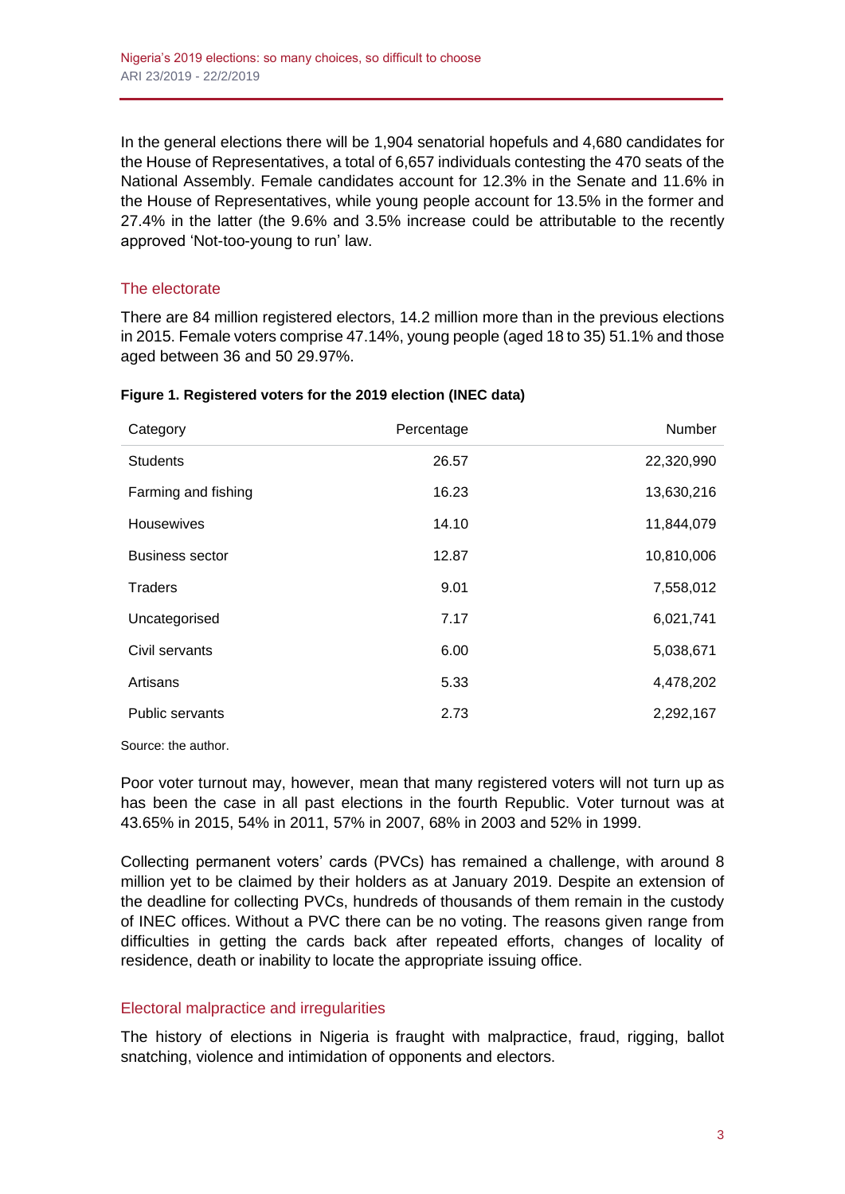In the general elections there will be 1,904 senatorial hopefuls and 4,680 candidates for the House of Representatives, a total of 6,657 individuals contesting the 470 seats of the National Assembly. Female candidates account for 12.3% in the Senate and 11.6% in the House of Representatives, while young people account for 13.5% in the former and 27.4% in the latter (the 9.6% and 3.5% increase could be attributable to the recently approved 'Not-too-young to run' law.

## The electorate

There are 84 million registered electors, 14.2 million more than in the previous elections in 2015. Female voters comprise 47.14%, young people (aged 18 to 35) 51.1% and those aged between 36 and 50 29.97%.

**Figure 1. Registered voters for the 2019 election (INEC data)**

| Category | Percentage | Number |
|---|---|---|
| Students | 26.57 | 22,320,990 |
| Farming and fishing | 16.23 | 13,630,216 |
| Housewives | 14.10 | 11,844,079 |
| Business sector | 12.87 | 10,810,006 |
| Traders | 9.01 | 7,558,012 |
| Uncategorised | 7.17 | 6,021,741 |
| Civil servants | 6.00 | 5,038,671 |
| Artisans | 5.33 | 4,478,202 |
| Public servants | 2.73 | 2,292,167 |

Source: the author.

Poor voter turnout may, however, mean that many registered voters will not turn up as has been the case in all past elections in the fourth Republic. Voter turnout was at 43.65% in 2015, 54% in 2011, 57% in 2007, 68% in 2003 and 52% in 1999.

Collecting permanent voters' cards (PVCs) has remained a challenge, with around 8 million yet to be claimed by their holders as at January 2019. Despite an extension of the deadline for collecting PVCs, hundreds of thousands of them remain in the custody of INEC offices. Without a PVC there can be no voting. The reasons given range from difficulties in getting the cards back after repeated efforts, changes of locality of residence, death or inability to locate the appropriate issuing office.

## Electoral malpractice and irregularities

The history of elections in Nigeria is fraught with malpractice, fraud, rigging, ballot snatching, violence and intimidation of opponents and electors.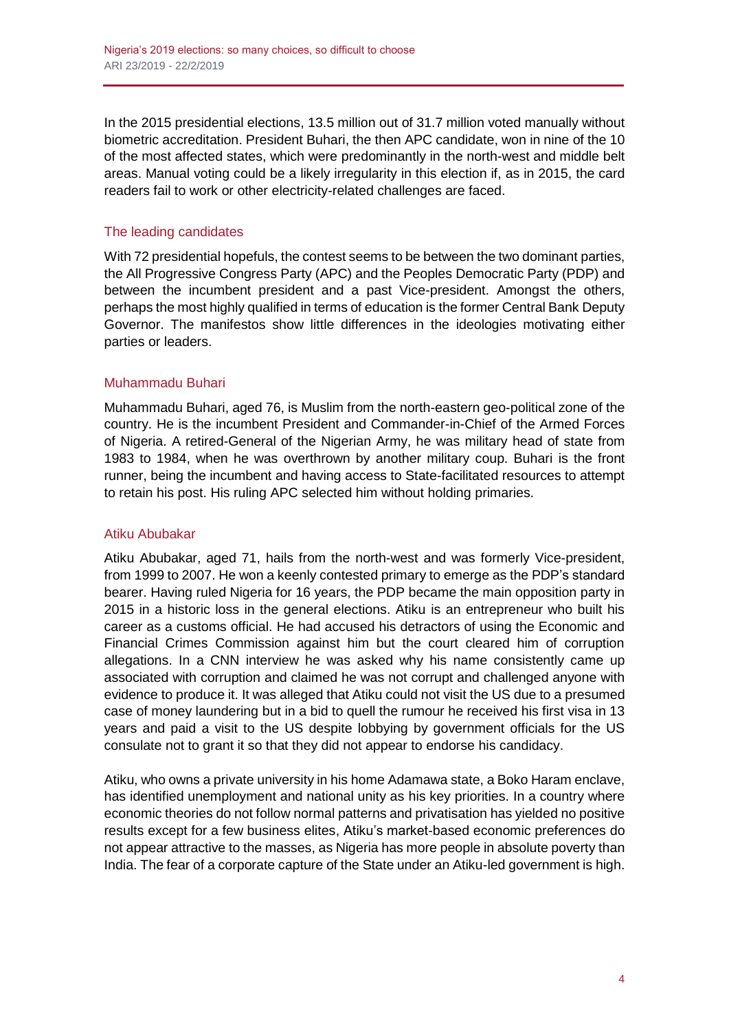In the 2015 presidential elections, 13.5 million out of 31.7 million voted manually without biometric accreditation. President Buhari, the then APC candidate, won in nine of the 10 of the most affected states, which were predominantly in the north-west and middle belt areas. Manual voting could be a likely irregularity in this election if, as in 2015, the card readers fail to work or other electricity-related challenges are faced.

## The leading candidates

With 72 presidential hopefuls, the contest seems to be between the two dominant parties, the All Progressive Congress Party (APC) and the Peoples Democratic Party (PDP) and between the incumbent president and a past Vice-president. Amongst the others, perhaps the most highly qualified in terms of education is the former Central Bank Deputy Governor. The manifestos show little differences in the ideologies motivating either parties or leaders.

### Muhammadu Buhari

Muhammadu Buhari, aged 76, is Muslim from the north-eastern geo-political zone of the country. He is the incumbent President and Commander-in-Chief of the Armed Forces of Nigeria. A retired-General of the Nigerian Army, he was military head of state from 1983 to 1984, when he was overthrown by another military coup. Buhari is the front runner, being the incumbent and having access to State-facilitated resources to attempt to retain his post. His ruling APC selected him without holding primaries.

### Atiku Abubakar

Atiku Abubakar, aged 71, hails from the north-west and was formerly Vice-president, from 1999 to 2007. He won a keenly contested primary to emerge as the PDP's standard bearer. Having ruled Nigeria for 16 years, the PDP became the main opposition party in 2015 in a historic loss in the general elections. Atiku is an entrepreneur who built his career as a customs official. He had accused his detractors of using the Economic and Financial Crimes Commission against him but the court cleared him of corruption allegations. In a CNN interview he was asked why his name consistently came up associated with corruption and claimed he was not corrupt and challenged anyone with evidence to produce it. It was alleged that Atiku could not visit the US due to a presumed case of money laundering but in a bid to quell the rumour he received his first visa in 13 years and paid a visit to the US despite lobbying by government officials for the US consulate not to grant it so that they did not appear to endorse his candidacy.

Atiku, who owns a private university in his home Adamawa state, a Boko Haram enclave, has identified unemployment and national unity as his key priorities. In a country where economic theories do not follow normal patterns and privatisation has yielded no positive results except for a few business elites, Atiku's market-based economic preferences do not appear attractive to the masses, as Nigeria has more people in absolute poverty than India. The fear of a corporate capture of the State under an Atiku-led government is high.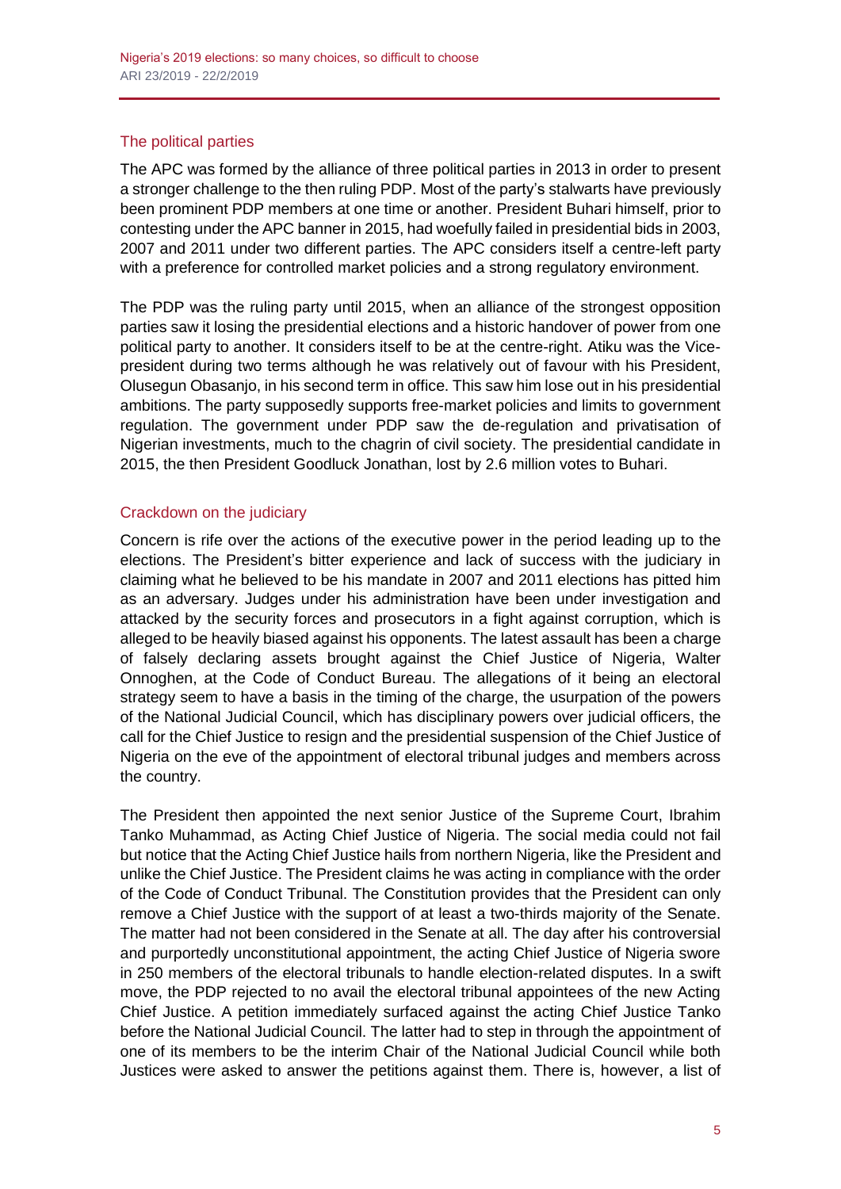## The political parties

The APC was formed by the alliance of three political parties in 2013 in order to present a stronger challenge to the then ruling PDP. Most of the party's stalwarts have previously been prominent PDP members at one time or another. President Buhari himself, prior to contesting under the APC banner in 2015, had woefully failed in presidential bids in 2003, 2007 and 2011 under two different parties. The APC considers itself a centre-left party with a preference for controlled market policies and a strong regulatory environment.

The PDP was the ruling party until 2015, when an alliance of the strongest opposition parties saw it losing the presidential elections and a historic handover of power from one political party to another. It considers itself to be at the centre-right. Atiku was the Vice-president during two terms although he was relatively out of favour with his President, Olusegun Obasanjo, in his second term in office. This saw him lose out in his presidential ambitions. The party supposedly supports free-market policies and limits to government regulation. The government under PDP saw the de-regulation and privatisation of Nigerian investments, much to the chagrin of civil society. The presidential candidate in 2015, the then President Goodluck Jonathan, lost by 2.6 million votes to Buhari.

## Crackdown on the judiciary

Concern is rife over the actions of the executive power in the period leading up to the elections. The President's bitter experience and lack of success with the judiciary in claiming what he believed to be his mandate in 2007 and 2011 elections has pitted him as an adversary. Judges under his administration have been under investigation and attacked by the security forces and prosecutors in a fight against corruption, which is alleged to be heavily biased against his opponents. The latest assault has been a charge of falsely declaring assets brought against the Chief Justice of Nigeria, Walter Onnoghen, at the Code of Conduct Bureau. The allegations of it being an electoral strategy seem to have a basis in the timing of the charge, the usurpation of the powers of the National Judicial Council, which has disciplinary powers over judicial officers, the call for the Chief Justice to resign and the presidential suspension of the Chief Justice of Nigeria on the eve of the appointment of electoral tribunal judges and members across the country.

The President then appointed the next senior Justice of the Supreme Court, Ibrahim Tanko Muhammad, as Acting Chief Justice of Nigeria. The social media could not fail but notice that the Acting Chief Justice hails from northern Nigeria, like the President and unlike the Chief Justice. The President claims he was acting in compliance with the order of the Code of Conduct Tribunal. The Constitution provides that the President can only remove a Chief Justice with the support of at least a two-thirds majority of the Senate. The matter had not been considered in the Senate at all. The day after his controversial and purportedly unconstitutional appointment, the acting Chief Justice of Nigeria swore in 250 members of the electoral tribunals to handle election-related disputes. In a swift move, the PDP rejected to no avail the electoral tribunal appointees of the new Acting Chief Justice. A petition immediately surfaced against the acting Chief Justice Tanko before the National Judicial Council. The latter had to step in through the appointment of one of its members to be the interim Chair of the National Judicial Council while both Justices were asked to answer the petitions against them. There is, however, a list of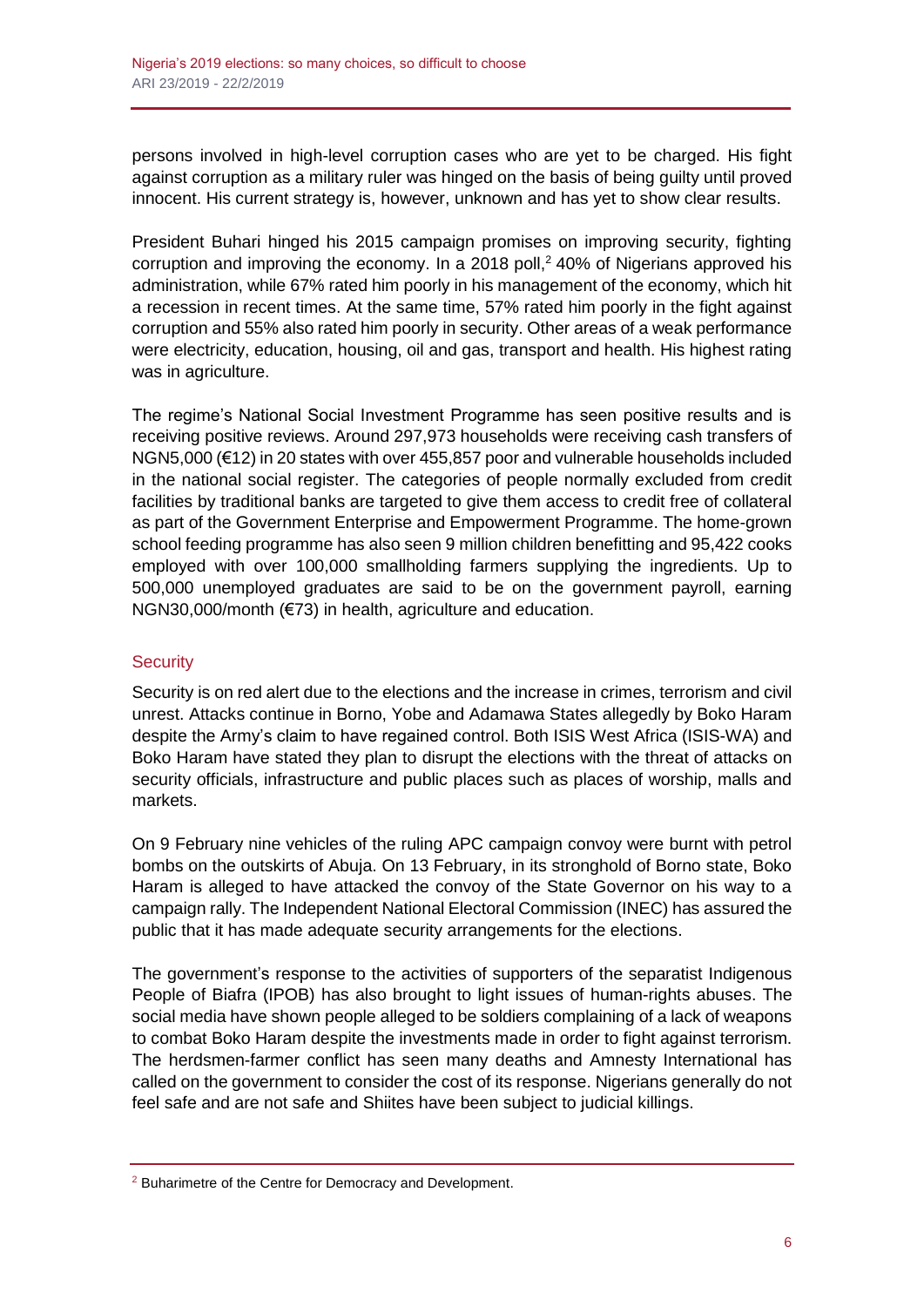persons involved in high-level corruption cases who are yet to be charged. His fight against corruption as a military ruler was hinged on the basis of being guilty until proved innocent. His current strategy is, however, unknown and has yet to show clear results.

President Buhari hinged his 2015 campaign promises on improving security, fighting corruption and improving the economy. In a 2018 poll,[2] 40% of Nigerians approved his administration, while 67% rated him poorly in his management of the economy, which hit a recession in recent times. At the same time, 57% rated him poorly in the fight against corruption and 55% also rated him poorly in security. Other areas of a weak performance were electricity, education, housing, oil and gas, transport and health. His highest rating was in agriculture.

The regime's National Social Investment Programme has seen positive results and is receiving positive reviews. Around 297,973 households were receiving cash transfers of NGN5,000 (€12) in 20 states with over 455,857 poor and vulnerable households included in the national social register. The categories of people normally excluded from credit facilities by traditional banks are targeted to give them access to credit free of collateral as part of the Government Enterprise and Empowerment Programme. The home-grown school feeding programme has also seen 9 million children benefitting and 95,422 cooks employed with over 100,000 smallholding farmers supplying the ingredients. Up to 500,000 unemployed graduates are said to be on the government payroll, earning NGN30,000/month (€73) in health, agriculture and education.

## Security

Security is on red alert due to the elections and the increase in crimes, terrorism and civil unrest. Attacks continue in Borno, Yobe and Adamawa States allegedly by Boko Haram despite the Army's claim to have regained control. Both ISIS West Africa (ISIS-WA) and Boko Haram have stated they plan to disrupt the elections with the threat of attacks on security officials, infrastructure and public places such as places of worship, malls and markets.

On 9 February nine vehicles of the ruling APC campaign convoy were burnt with petrol bombs on the outskirts of Abuja. On 13 February, in its stronghold of Borno state, Boko Haram is alleged to have attacked the convoy of the State Governor on his way to a campaign rally. The Independent National Electoral Commission (INEC) has assured the public that it has made adequate security arrangements for the elections.

The government's response to the activities of supporters of the separatist Indigenous People of Biafra (IPOB) has also brought to light issues of human-rights abuses. The social media have shown people alleged to be soldiers complaining of a lack of weapons to combat Boko Haram despite the investments made in order to fight against terrorism. The herdsmen-farmer conflict has seen many deaths and Amnesty International has called on the government to consider the cost of its response. Nigerians generally do not feel safe and are not safe and Shiites have been subject to judicial killings.

---

[2] Buharimetre of the Centre for Democracy and Development.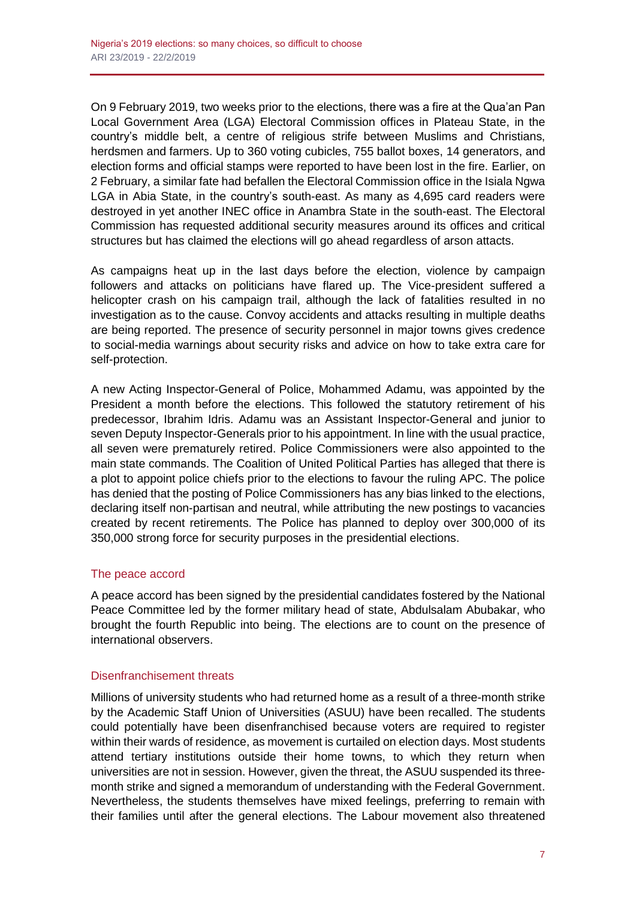On 9 February 2019, two weeks prior to the elections, there was a fire at the Qua'an Pan Local Government Area (LGA) Electoral Commission offices in Plateau State, in the country's middle belt, a centre of religious strife between Muslims and Christians, herdsmen and farmers. Up to 360 voting cubicles, 755 ballot boxes, 14 generators, and election forms and official stamps were reported to have been lost in the fire. Earlier, on 2 February, a similar fate had befallen the Electoral Commission office in the Isiala Ngwa LGA in Abia State, in the country's south-east. As many as 4,695 card readers were destroyed in yet another INEC office in Anambra State in the south-east. The Electoral Commission has requested additional security measures around its offices and critical structures but has claimed the elections will go ahead regardless of arson attacks.

As campaigns heat up in the last days before the election, violence by campaign followers and attacks on politicians have flared up. The Vice-president suffered a helicopter crash on his campaign trail, although the lack of fatalities resulted in no investigation as to the cause. Convoy accidents and attacks resulting in multiple deaths are being reported. The presence of security personnel in major towns gives credence to social-media warnings about security risks and advice on how to take extra care for self-protection.

A new Acting Inspector-General of Police, Mohammed Adamu, was appointed by the President a month before the elections. This followed the statutory retirement of his predecessor, Ibrahim Idris. Adamu was an Assistant Inspector-General and junior to seven Deputy Inspector-Generals prior to his appointment. In line with the usual practice, all seven were prematurely retired. Police Commissioners were also appointed to the main state commands. The Coalition of United Political Parties has alleged that there is a plot to appoint police chiefs prior to the elections to favour the ruling APC. The police has denied that the posting of Police Commissioners has any bias linked to the elections, declaring itself non-partisan and neutral, while attributing the new postings to vacancies created by recent retirements. The Police has planned to deploy over 300,000 of its 350,000 strong force for security purposes in the presidential elections.

## The peace accord

A peace accord has been signed by the presidential candidates fostered by the National Peace Committee led by the former military head of state, Abdulsalam Abubakar, who brought the fourth Republic into being. The elections are to count on the presence of international observers.

## Disenfranchisement threats

Millions of university students who had returned home as a result of a three-month strike by the Academic Staff Union of Universities (ASUU) have been recalled. The students could potentially have been disenfranchised because voters are required to register within their wards of residence, as movement is curtailed on election days. Most students attend tertiary institutions outside their home towns, to which they return when universities are not in session. However, given the threat, the ASUU suspended its three-month strike and signed a memorandum of understanding with the Federal Government. Nevertheless, the students themselves have mixed feelings, preferring to remain with their families until after the general elections. The Labour movement also threatened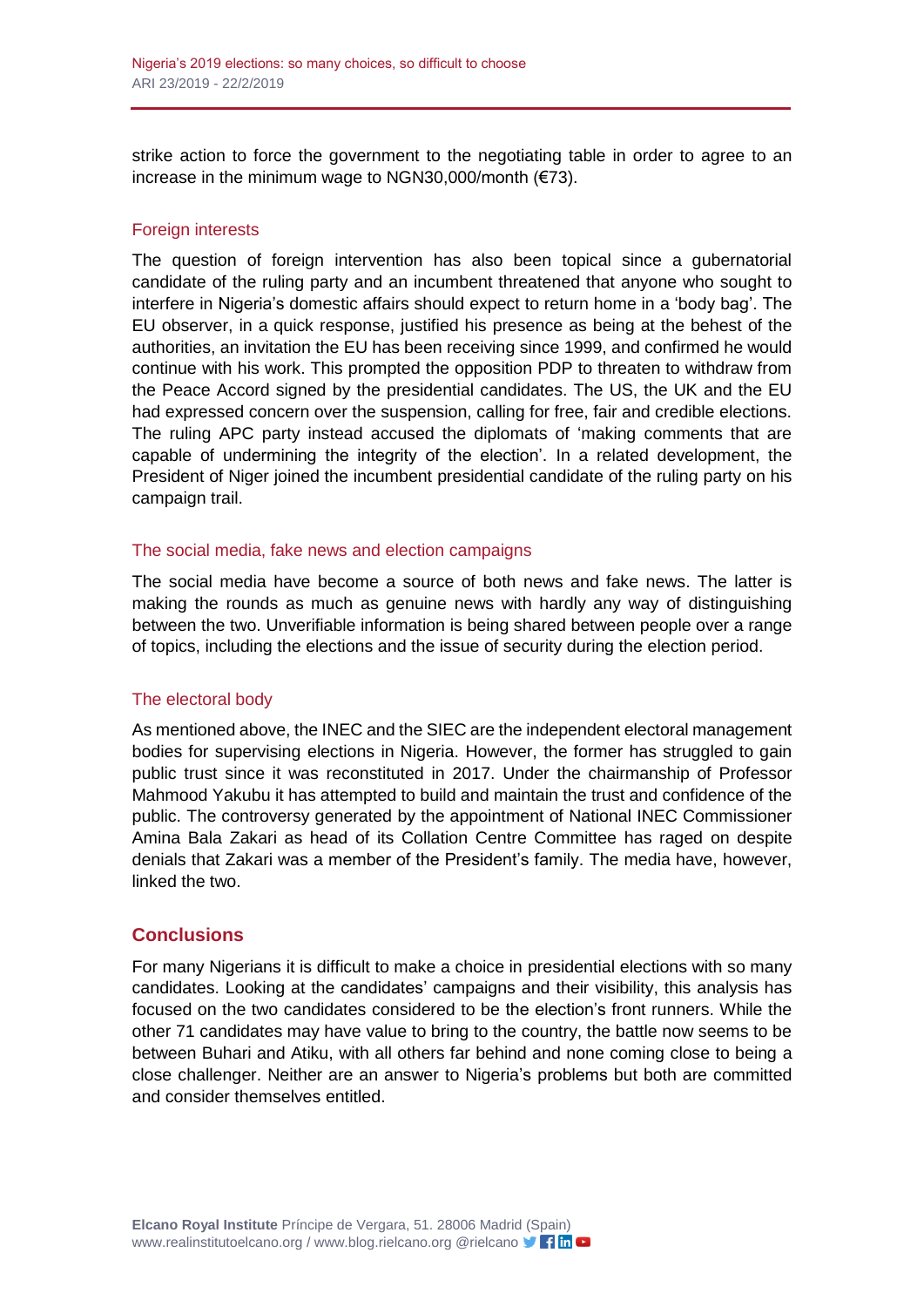strike action to force the government to the negotiating table in order to agree to an increase in the minimum wage to NGN30,000/month (€73).

### Foreign interests

The question of foreign intervention has also been topical since a gubernatorial candidate of the ruling party and an incumbent threatened that anyone who sought to interfere in Nigeria's domestic affairs should expect to return home in a 'body bag'. The EU observer, in a quick response, justified his presence as being at the behest of the authorities, an invitation the EU has been receiving since 1999, and confirmed he would continue with his work. This prompted the opposition PDP to threaten to withdraw from the Peace Accord signed by the presidential candidates. The US, the UK and the EU had expressed concern over the suspension, calling for free, fair and credible elections. The ruling APC party instead accused the diplomats of 'making comments that are capable of undermining the integrity of the election'. In a related development, the President of Niger joined the incumbent presidential candidate of the ruling party on his campaign trail.

### The social media, fake news and election campaigns

The social media have become a source of both news and fake news. The latter is making the rounds as much as genuine news with hardly any way of distinguishing between the two. Unverifiable information is being shared between people over a range of topics, including the elections and the issue of security during the election period.

### The electoral body

As mentioned above, the INEC and the SIEC are the independent electoral management bodies for supervising elections in Nigeria. However, the former has struggled to gain public trust since it was reconstituted in 2017. Under the chairmanship of Professor Mahmood Yakubu it has attempted to build and maintain the trust and confidence of the public. The controversy generated by the appointment of National INEC Commissioner Amina Bala Zakari as head of its Collation Centre Committee has raged on despite denials that Zakari was a member of the President's family. The media have, however, linked the two.

## Conclusions

For many Nigerians it is difficult to make a choice in presidential elections with so many candidates. Looking at the candidates' campaigns and their visibility, this analysis has focused on the two candidates considered to be the election's front runners. While the other 71 candidates may have value to bring to the country, the battle now seems to be between Buhari and Atiku, with all others far behind and none coming close to being a close challenger. Neither are an answer to Nigeria's problems but both are committed and consider themselves entitled.